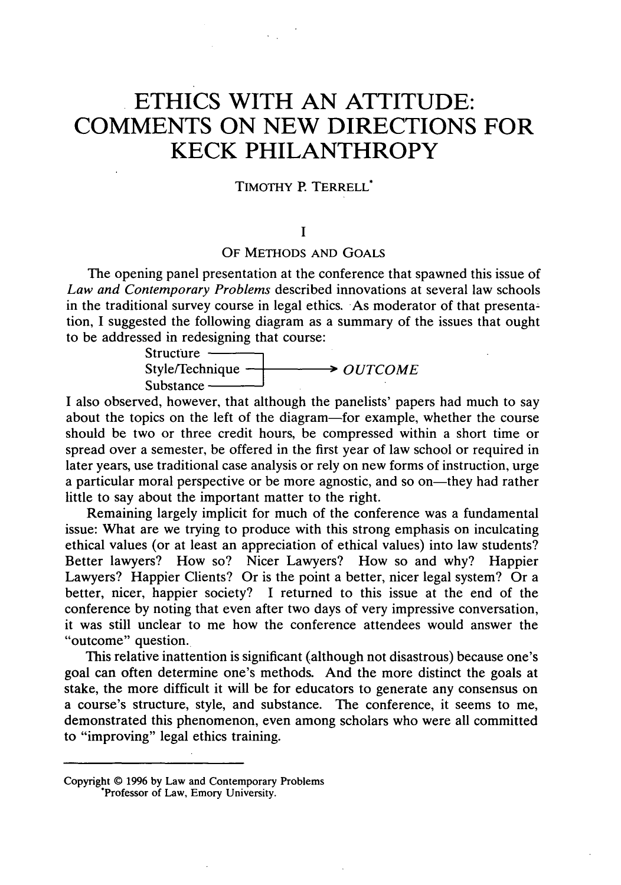# ETHICS WITH AN ATTITUDE: COMMENTS ON NEW DIRECTIONS FOR KECK PHILANTHROPY

TIMOTHY P. TERRELL*

## I

## OF METHODS AND GOALS

The opening panel presentation at the conference that spawned this issue of *Law and Contemporary Problems* described innovations at several law schools in the traditional survey course in legal ethics. As moderator of that presentation, I suggested the following diagram as a summary of the issues that ought to be addressed in redesigning that course:

```
Structure ————┐
Style/Technique —┼————→ OUTCOME
Substance ————┘
```

I also observed, however, that although the panelists' papers had much to say about the topics on the left of the diagram—for example, whether the course should be two or three credit hours, be compressed within a short time or spread over a semester, be offered in the first year of law school or required in later years, use traditional case analysis or rely on new forms of instruction, urge a particular moral perspective or be more agnostic, and so on—they had rather little to say about the important matter to the right.

Remaining largely implicit for much of the conference was a fundamental issue: What are we trying to produce with this strong emphasis on inculcating ethical values (or at least an appreciation of ethical values) into law students? Better lawyers? How so? Nicer Lawyers? How so and why? Happier Lawyers? Happier Clients? Or is the point a better, nicer legal system? Or a better, nicer, happier society? I returned to this issue at the end of the conference by noting that even after two days of very impressive conversation, it was still unclear to me how the conference attendees would answer the "outcome" question.

This relative inattention is significant (although not disastrous) because one's goal can often determine one's methods. And the more distinct the goals at stake, the more difficult it will be for educators to generate any consensus on a course's structure, style, and substance. The conference, it seems to me, demonstrated this phenomenon, even among scholars who were all committed to "improving" legal ethics training.

---

Copyright © 1996 by Law and Contemporary Problems

*Professor of Law, Emory University.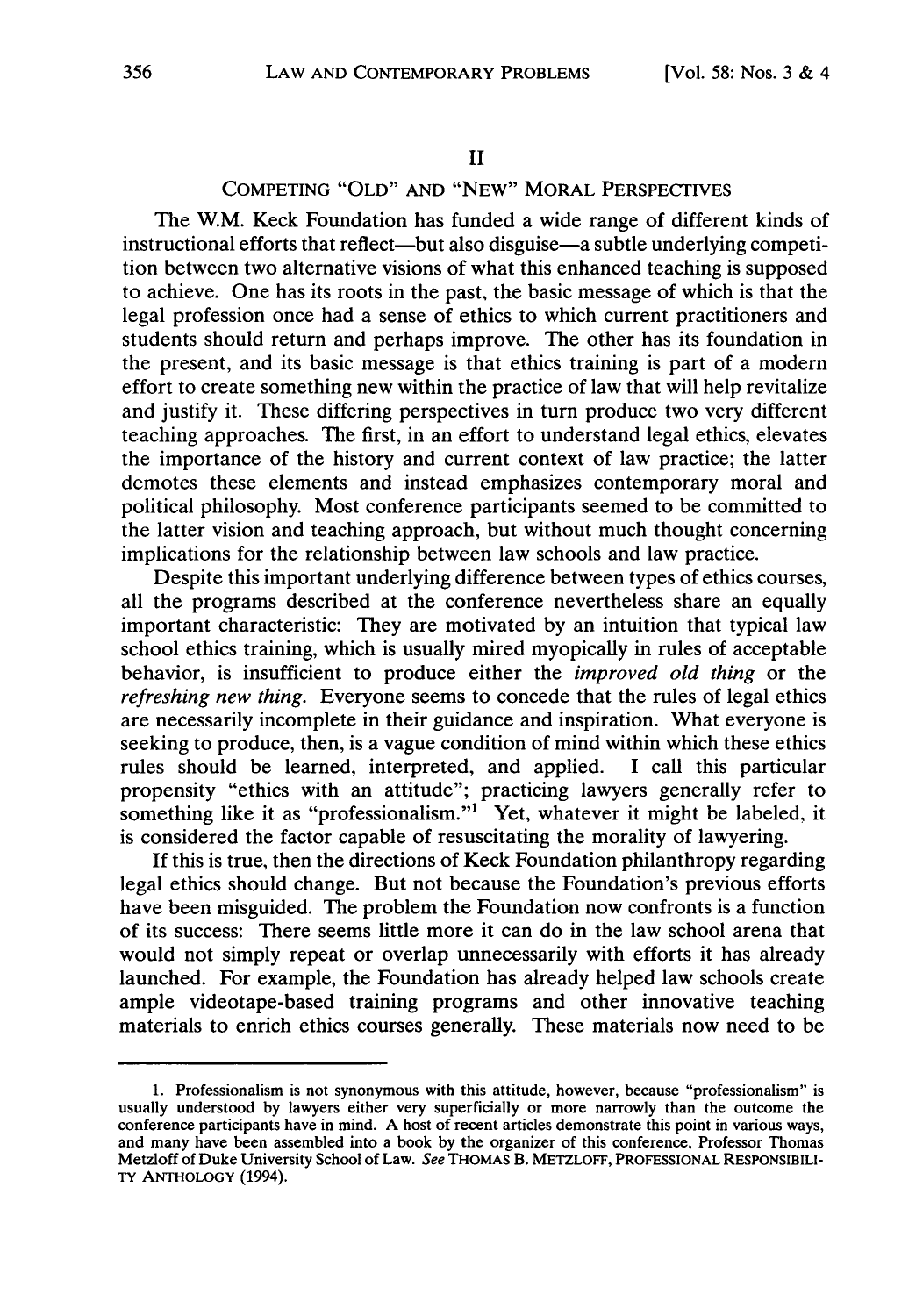## II

## COMPETING "OLD" AND "NEW" MORAL PERSPECTIVES

The W.M. Keck Foundation has funded a wide range of different kinds of instructional efforts that reflect—but also disguise—a subtle underlying competition between two alternative visions of what this enhanced teaching is supposed to achieve. One has its roots in the past, the basic message of which is that the legal profession once had a sense of ethics to which current practitioners and students should return and perhaps improve. The other has its foundation in the present, and its basic message is that ethics training is part of a modern effort to create something new within the practice of law that will help revitalize and justify it. These differing perspectives in turn produce two very different teaching approaches. The first, in an effort to understand legal ethics, elevates the importance of the history and current context of law practice; the latter demotes these elements and instead emphasizes contemporary moral and political philosophy. Most conference participants seemed to be committed to the latter vision and teaching approach, but without much thought concerning implications for the relationship between law schools and law practice.

Despite this important underlying difference between types of ethics courses, all the programs described at the conference nevertheless share an equally important characteristic: They are motivated by an intuition that typical law school ethics training, which is usually mired myopically in rules of acceptable behavior, is insufficient to produce either the *improved old thing* or the *refreshing new thing*. Everyone seems to concede that the rules of legal ethics are necessarily incomplete in their guidance and inspiration. What everyone is seeking to produce, then, is a vague condition of mind within which these ethics rules should be learned, interpreted, and applied. I call this particular propensity "ethics with an attitude"; practicing lawyers generally refer to something like it as "professionalism."[1] Yet, whatever it might be labeled, it is considered the factor capable of resuscitating the morality of lawyering.

If this is true, then the directions of Keck Foundation philanthropy regarding legal ethics should change. But not because the Foundation's previous efforts have been misguided. The problem the Foundation now confronts is a function of its success: There seems little more it can do in the law school arena that would not simply repeat or overlap unnecessarily with efforts it has already launched. For example, the Foundation has already helped law schools create ample videotape-based training programs and other innovative teaching materials to enrich ethics courses generally. These materials now need to be

---

1. Professionalism is not synonymous with this attitude, however, because "professionalism" is usually understood by lawyers either very superficially or more narrowly than the outcome the conference participants have in mind. A host of recent articles demonstrate this point in various ways, and many have been assembled into a book by the organizer of this conference, Professor Thomas Metzloff of Duke University School of Law. *See* THOMAS B. METZLOFF, PROFESSIONAL RESPONSIBILITY ANTHOLOGY (1994).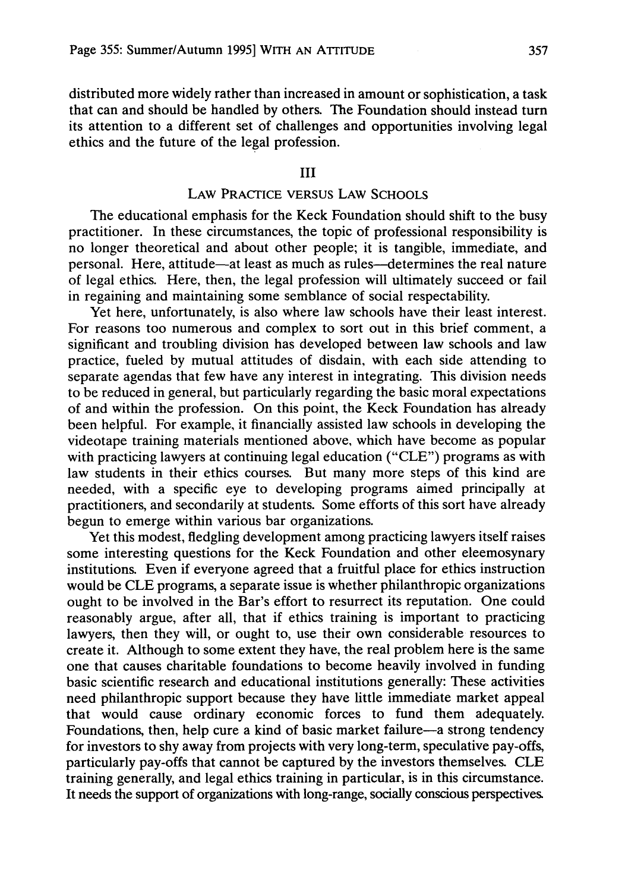distributed more widely rather than increased in amount or sophistication, a task that can and should be handled by others. The Foundation should instead turn its attention to a different set of challenges and opportunities involving legal ethics and the future of the legal profession.

## III

## LAW PRACTICE VERSUS LAW SCHOOLS

The educational emphasis for the Keck Foundation should shift to the busy practitioner. In these circumstances, the topic of professional responsibility is no longer theoretical and about other people; it is tangible, immediate, and personal. Here, attitude—at least as much as rules—determines the real nature of legal ethics. Here, then, the legal profession will ultimately succeed or fail in regaining and maintaining some semblance of social respectability.

Yet here, unfortunately, is also where law schools have their least interest. For reasons too numerous and complex to sort out in this brief comment, a significant and troubling division has developed between law schools and law practice, fueled by mutual attitudes of disdain, with each side attending to separate agendas that few have any interest in integrating. This division needs to be reduced in general, but particularly regarding the basic moral expectations of and within the profession. On this point, the Keck Foundation has already been helpful. For example, it financially assisted law schools in developing the videotape training materials mentioned above, which have become as popular with practicing lawyers at continuing legal education ("CLE") programs as with law students in their ethics courses. But many more steps of this kind are needed, with a specific eye to developing programs aimed principally at practitioners, and secondarily at students. Some efforts of this sort have already begun to emerge within various bar organizations.

Yet this modest, fledgling development among practicing lawyers itself raises some interesting questions for the Keck Foundation and other eleemosynary institutions. Even if everyone agreed that a fruitful place for ethics instruction would be CLE programs, a separate issue is whether philanthropic organizations ought to be involved in the Bar's effort to resurrect its reputation. One could reasonably argue, after all, that if ethics training is important to practicing lawyers, then they will, or ought to, use their own considerable resources to create it. Although to some extent they have, the real problem here is the same one that causes charitable foundations to become heavily involved in funding basic scientific research and educational institutions generally: These activities need philanthropic support because they have little immediate market appeal that would cause ordinary economic forces to fund them adequately. Foundations, then, help cure a kind of basic market failure—a strong tendency for investors to shy away from projects with very long-term, speculative pay-offs, particularly pay-offs that cannot be captured by the investors themselves. CLE training generally, and legal ethics training in particular, is in this circumstance. It needs the support of organizations with long-range, socially conscious perspectives.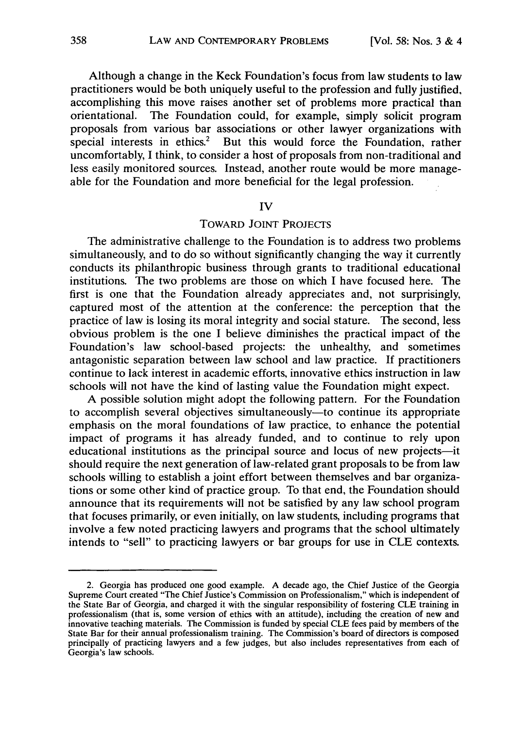Although a change in the Keck Foundation's focus from law students to law practitioners would be both uniquely useful to the profession and fully justified, accomplishing this move raises another set of problems more practical than orientational. The Foundation could, for example, simply solicit program proposals from various bar associations or other lawyer organizations with special interests in ethics.[2] But this would force the Foundation, rather uncomfortably, I think, to consider a host of proposals from non-traditional and less easily monitored sources. Instead, another route would be more manageable for the Foundation and more beneficial for the legal profession.

## IV

## TOWARD JOINT PROJECTS

The administrative challenge to the Foundation is to address two problems simultaneously, and to do so without significantly changing the way it currently conducts its philanthropic business through grants to traditional educational institutions. The two problems are those on which I have focused here. The first is one that the Foundation already appreciates and, not surprisingly, captured most of the attention at the conference: the perception that the practice of law is losing its moral integrity and social stature. The second, less obvious problem is the one I believe diminishes the practical impact of the Foundation's law school-based projects: the unhealthy, and sometimes antagonistic separation between law school and law practice. If practitioners continue to lack interest in academic efforts, innovative ethics instruction in law schools will not have the kind of lasting value the Foundation might expect.

A possible solution might adopt the following pattern. For the Foundation to accomplish several objectives simultaneously—to continue its appropriate emphasis on the moral foundations of law practice, to enhance the potential impact of programs it has already funded, and to continue to rely upon educational institutions as the principal source and locus of new projects—it should require the next generation of law-related grant proposals to be from law schools willing to establish a joint effort between themselves and bar organizations or some other kind of practice group. To that end, the Foundation should announce that its requirements will not be satisfied by any law school program that focuses primarily, or even initially, on law students, including programs that involve a few noted practicing lawyers and programs that the school ultimately intends to "sell" to practicing lawyers or bar groups for use in CLE contexts.

---

2. Georgia has produced one good example. A decade ago, the Chief Justice of the Georgia Supreme Court created "The Chief Justice's Commission on Professionalism," which is independent of the State Bar of Georgia, and charged it with the singular responsibility of fostering CLE training in professionalism (that is, some version of ethics with an attitude), including the creation of new and innovative teaching materials. The Commission is funded by special CLE fees paid by members of the State Bar for their annual professionalism training. The Commission's board of directors is composed principally of practicing lawyers and a few judges, but also includes representatives from each of Georgia's law schools.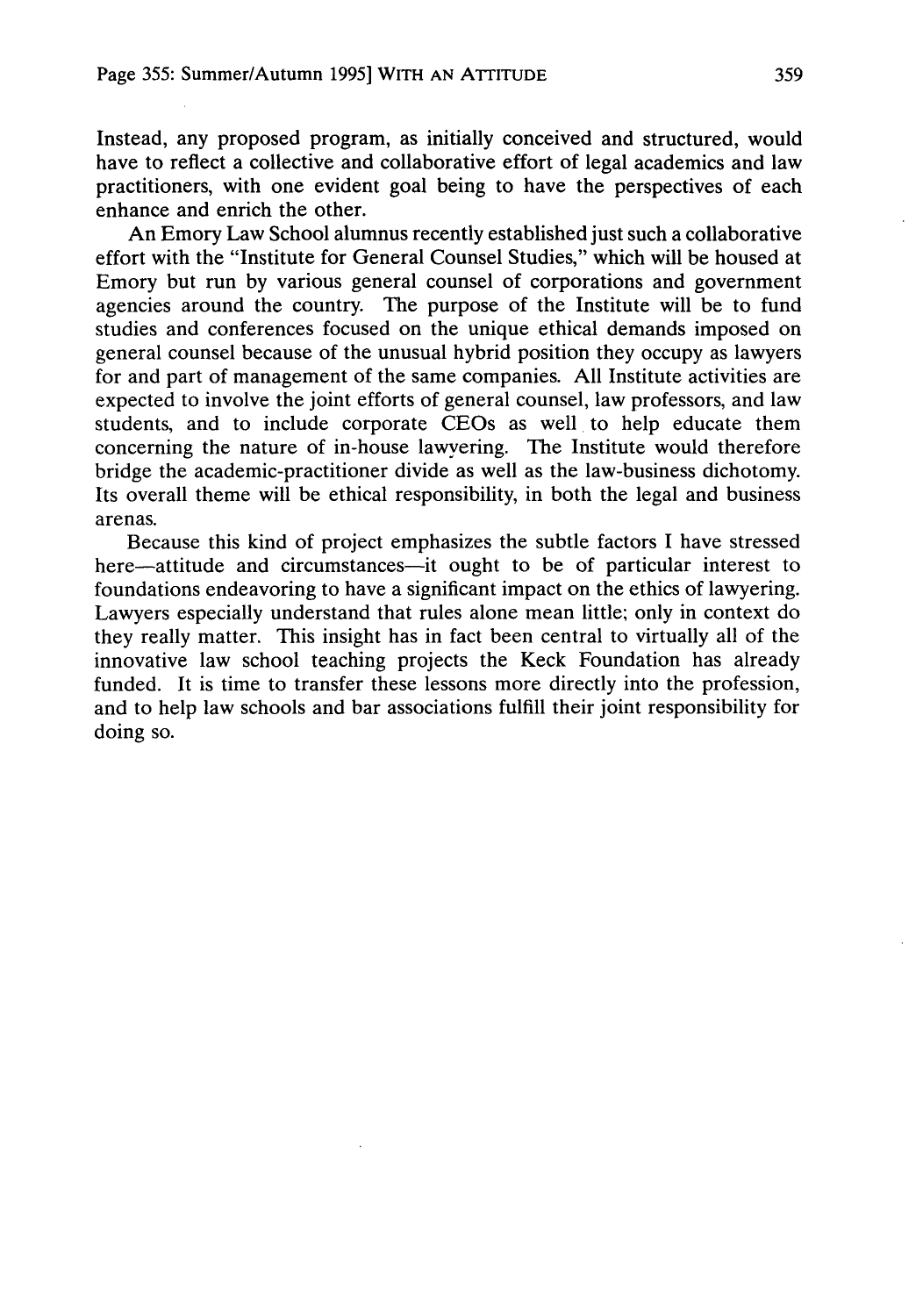Instead, any proposed program, as initially conceived and structured, would have to reflect a collective and collaborative effort of legal academics and law practitioners, with one evident goal being to have the perspectives of each enhance and enrich the other.

An Emory Law School alumnus recently established just such a collaborative effort with the "Institute for General Counsel Studies," which will be housed at Emory but run by various general counsel of corporations and government agencies around the country. The purpose of the Institute will be to fund studies and conferences focused on the unique ethical demands imposed on general counsel because of the unusual hybrid position they occupy as lawyers for and part of management of the same companies. All Institute activities are expected to involve the joint efforts of general counsel, law professors, and law students, and to include corporate CEOs as well to help educate them concerning the nature of in-house lawyering. The Institute would therefore bridge the academic-practitioner divide as well as the law-business dichotomy. Its overall theme will be ethical responsibility, in both the legal and business arenas.

Because this kind of project emphasizes the subtle factors I have stressed here—attitude and circumstances—it ought to be of particular interest to foundations endeavoring to have a significant impact on the ethics of lawyering. Lawyers especially understand that rules alone mean little; only in context do they really matter. This insight has in fact been central to virtually all of the innovative law school teaching projects the Keck Foundation has already funded. It is time to transfer these lessons more directly into the profession, and to help law schools and bar associations fulfill their joint responsibility for doing so.